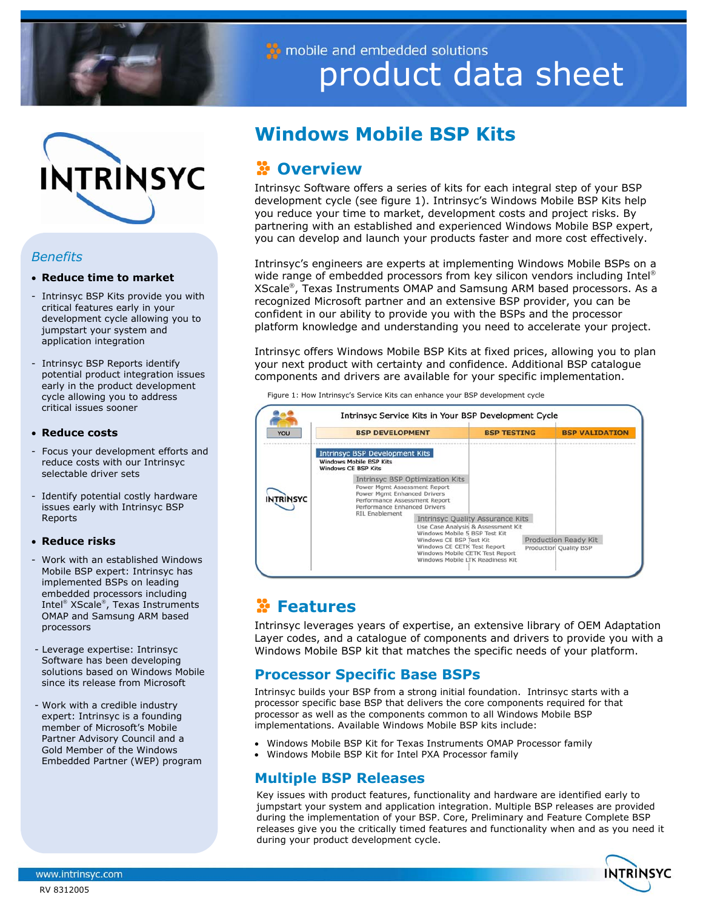mobile and embedded solutions

# product data sheet

## Windows Mobile BSP Kits

### Overview

Intrinsyc Software offers a series of kits for each integral step of your BSP development cycle (see figure 1). Intrinsyc's Windows Mobile BSP Kits help you reduce your time to market, development costs and project risks. By partnering with an established and experienced Windows Mobile BSP expert, you can develop and launch your products faster and more cost effectively.

Intrinsyc's engineers are experts at implementing Windows Mobile BSPs on a wide range of embedded processors from key silicon vendors including Intel® XScale®, Texas Instruments OMAP and Samsung ARM based processors. As a recognized Microsoft partner and an extensive BSP provider, you can be confident in our ability to provide you with the BSPs and the processor platform knowledge and understanding you need to accelerate your project.

Intrinsyc offers Windows Mobile BSP Kits at fixed prices, allowing you to plan your next product with certainty and confidence. Additional BSP catalogue components and drivers are available for your specific implementation.

Figure 1: How Intrinsyc's Service Kits can enhance your BSP development cycle

Intrinsyc Service Kits in Your BSP Development Cycle

| YOU | BSP DEVELOPMENT | BSP TESTING | BSP VALIDATION |
|---|---|---|---|
| INTRINSYC | **Intrinsyc BSP Development Kits**: Windows Mobile BSP Kits, Windows CE BSP Kits; **Intrinsyc BSP Optimization Kits**: Power Mgmt Assessment Report, Power Mgmt Enhanced Drivers, Performance Assessment Report, Performance Enhanced Drivers, RIL Enablement | **Intrinsyc Quality Assurance Kits**: Use Case Analysis & Assessment Kit, Windows Mobile 5 BSP Test Kit, Windows CE BSP Test Kit, Windows CE CETK Test Report, Windows Mobile CETK Test Report, Windows Mobile LTK Readiness Kit | **Production Ready Kit**: Production Quality BSP |

### Benefits

- **Reduce time to market**
  - Intrinsyc BSP Kits provide you with critical features early in your development cycle allowing you to jumpstart your system and application integration
  - Intrinsyc BSP Reports identify potential product integration issues early in the product development cycle allowing you to address critical issues sooner
- **Reduce costs**
  - Focus your development efforts and reduce costs with our Intrinsyc selectable driver sets
  - Identify potential costly hardware issues early with Intrinsyc BSP Reports
- **Reduce risks**
  - Work with an established Windows Mobile BSP expert: Intrinsyc has implemented BSPs on leading embedded processors including Intel® XScale®, Texas Instruments OMAP and Samsung ARM based processors
  - Leverage expertise: Intrinsyc Software has been developing solutions based on Windows Mobile since its release from Microsoft
  - Work with a credible industry expert: Intrinsyc is a founding member of Microsoft's Mobile Partner Advisory Council and a Gold Member of the Windows Embedded Partner (WEP) program

### Features

Intrinsyc leverages years of expertise, an extensive library of OEM Adaptation Layer codes, and a catalogue of components and drivers to provide you with a Windows Mobile BSP kit that matches the specific needs of your platform.

#### Processor Specific Base BSPs

Intrinsyc builds your BSP from a strong initial foundation. Intrinsyc starts with a processor specific base BSP that delivers the core components required for that processor as well as the components common to all Windows Mobile BSP implementations. Available Windows Mobile BSP kits include:

- Windows Mobile BSP Kit for Texas Instruments OMAP Processor family
- Windows Mobile BSP Kit for Intel PXA Processor family

#### Multiple BSP Releases

Key issues with product features, functionality and hardware are identified early to jumpstart your system and application integration. Multiple BSP releases are provided during the implementation of your BSP. Core, Preliminary and Feature Complete BSP releases give you the critically timed features and functionality when and as you need it during your product development cycle.

www.intrinsyc.com

RV 8312005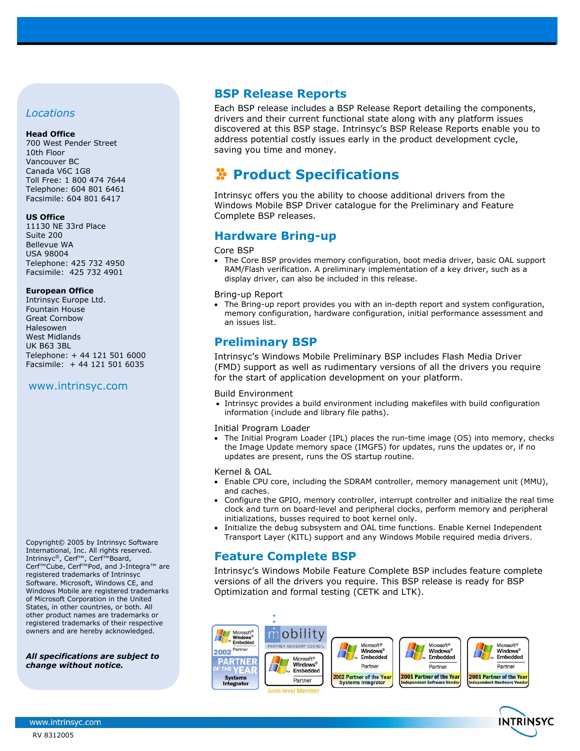## Locations

**Head Office**
700 West Pender Street
10th Floor
Vancouver BC
Canada V6C 1G8
Toll Free: 1 800 474 7644
Telephone: 604 801 6461
Facsimile: 604 801 6417

**US Office**
11130 NE 33rd Place
Suite 200
Bellevue WA
USA 98004
Telephone: 425 732 4950
Facsimile: 425 732 4901

**European Office**
Intrinsyc Europe Ltd.
Fountain House
Great Cornbow
Halesowen
West Midlands
UK B63 3BL
Telephone: + 44 121 501 6000
Facsimile: + 44 121 501 6035

www.intrinsyc.com

Copyright© 2005 by Intrinsyc Software International, Inc. All rights reserved. Intrinsyc®, Cerf™, Cerf™Board, Cerf™Cube, Cerf™Pod, and J-Integra™ are registered trademarks of Intrinsyc Software. Microsoft, Windows CE, and Windows Mobile are registered trademarks of Microsoft Corporation in the United States, in other countries, or both. All other product names are trademarks or registered trademarks of their respective owners and are hereby acknowledged.

***All specifications are subject to change without notice.***

## BSP Release Reports

Each BSP release includes a BSP Release Report detailing the components, drivers and their current functional state along with any platform issues discovered at this BSP stage. Intrinsyc's BSP Release Reports enable you to address potential costly issues early in the product development cycle, saving you time and money.

# Product Specifications

Intrinsyc offers you the ability to choose additional drivers from the Windows Mobile BSP Driver catalogue for the Preliminary and Feature Complete BSP releases.

## Hardware Bring-up

Core BSP

- The Core BSP provides memory configuration, boot media driver, basic OAL support RAM/Flash verification. A preliminary implementation of a key driver, such as a display driver, can also be included in this release.

Bring-up Report

- The Bring-up report provides you with an in-depth report and system configuration, memory configuration, hardware configuration, initial performance assessment and an issues list.

## Preliminary BSP

Intrinsyc's Windows Mobile Preliminary BSP includes Flash Media Driver (FMD) support as well as rudimentary versions of all the drivers you require for the start of application development on your platform.

Build Environment

- Intrinsyc provides a build environment including makefiles with build configuration information (include and library file paths).

Initial Program Loader

- The Initial Program Loader (IPL) places the run-time image (OS) into memory, checks the Image Update memory space (IMGFS) for updates, runs the updates or, if no updates are present, runs the OS startup routine.

Kernel & OAL

- Enable CPU core, including the SDRAM controller, memory management unit (MMU), and caches.
- Configure the GPIO, memory controller, interrupt controller and initialize the real time clock and turn on board-level and peripheral clocks, perform memory and peripheral initializations, busses required to boot kernel only.
- Initialize the debug subsystem and OAL time functions. Enable Kernel Independent Transport Layer (KITL) support and any Windows Mobile required media drivers.

## Feature Complete BSP

Intrinsyc's Windows Mobile Feature Complete BSP includes feature complete versions of all the drivers you require. This BSP release is ready for BSP Optimization and formal testing (CETK and LTK).

Microsoft® Windows® Embedded Partner 2002 PARTNER OF THE YEAR Systems Integrator

mobility PARTNER ADVISORY COUNCIL Microsoft® Windows® Embedded Partner Gold-level Member

Microsoft® Windows® Embedded Partner 2002 Partner of the Year Systems Integrator

Microsoft® Windows® Embedded Partner 2001 Partner of the Year Independent Software Vendor

Microsoft® Windows® Embedded Partner 2001 Partner of the Year Independent Hardware Vendor

www.intrinsyc.com

INTRINSYC

RV 8312005